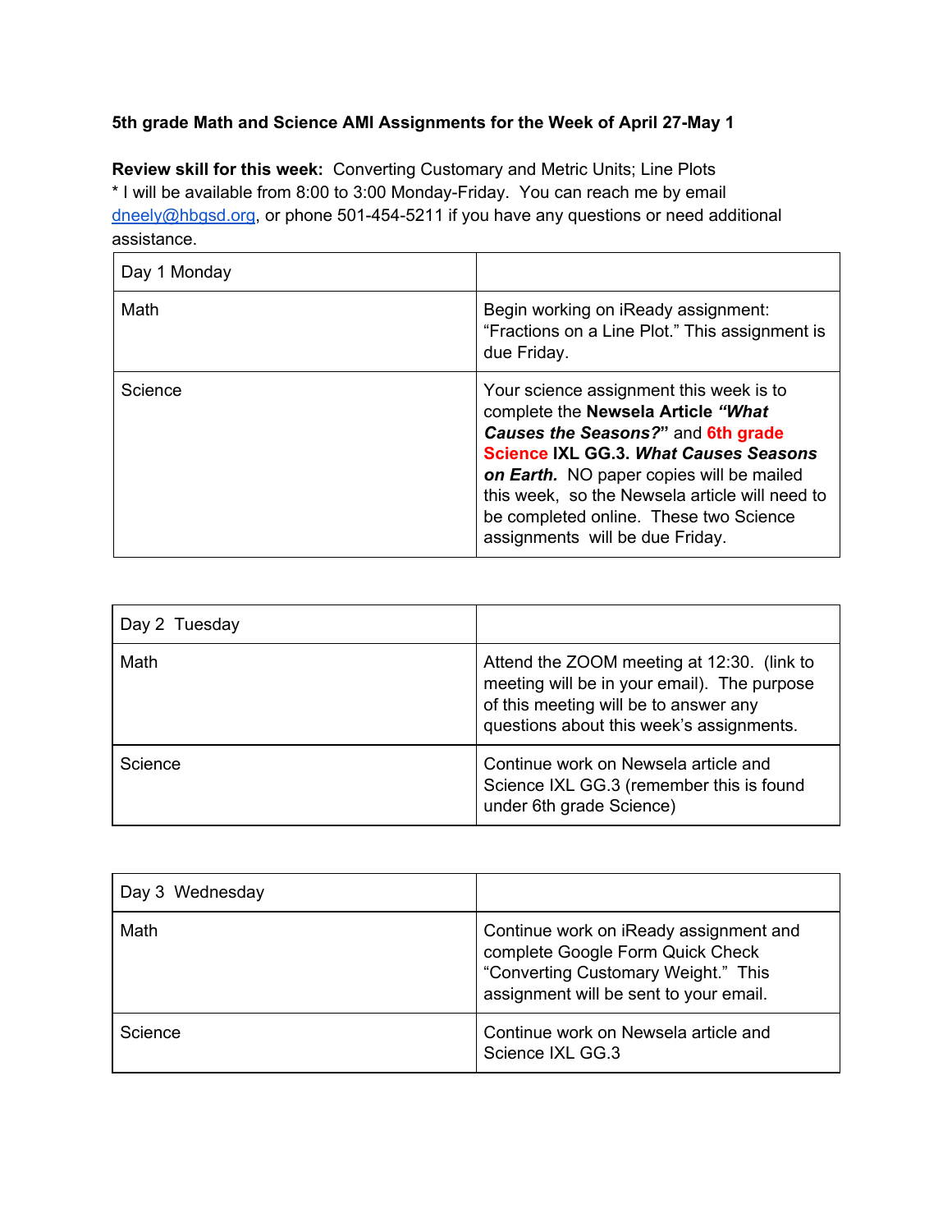**5th grade Math and Science AMI Assignments for the Week of April 27-May 1**

**Review skill for this week:** Converting Customary and Metric Units; Line Plots

* I will be available from 8:00 to 3:00 Monday-Friday. You can reach me by email dneely@hbgsd.org, or phone 501-454-5211 if you have any questions or need additional assistance.

| Day 1 Monday | |
|---|---|
| Math | Begin working on iReady assignment: "Fractions on a Line Plot." This assignment is due Friday. |
| Science | Your science assignment this week is to complete the **Newsela Article *"What Causes the Seasons?"*** and **6th grade Science IXL GG.3. *What Causes Seasons on Earth.*** NO paper copies will be mailed this week, so the Newsela article will need to be completed online. These two Science assignments will be due Friday. |

| Day 2 Tuesday | |
|---|---|
| Math | Attend the ZOOM meeting at 12:30. (link to meeting will be in your email). The purpose of this meeting will be to answer any questions about this week's assignments. |
| Science | Continue work on Newsela article and Science IXL GG.3 (remember this is found under 6th grade Science) |

| Day 3 Wednesday | |
|---|---|
| Math | Continue work on iReady assignment and complete Google Form Quick Check "Converting Customary Weight." This assignment will be sent to your email. |
| Science | Continue work on Newsela article and Science IXL GG.3 |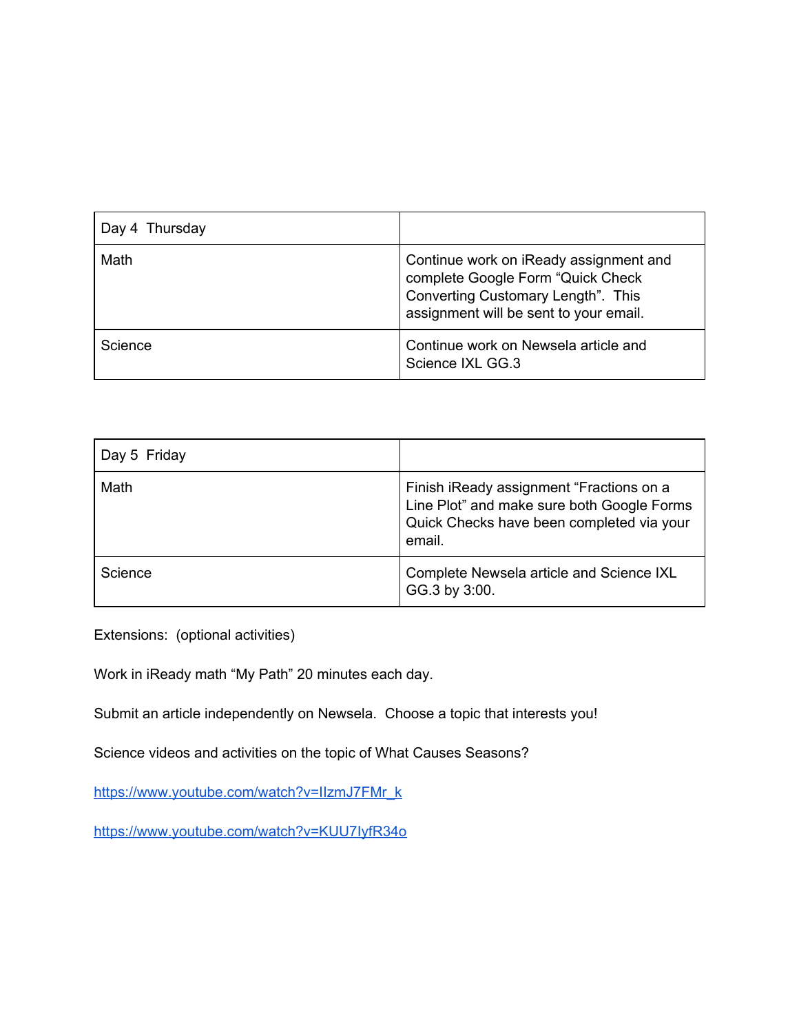| Day 4 Thursday | |
|---|---|
| Math | Continue work on iReady assignment and complete Google Form “Quick Check Converting Customary Length”. This assignment will be sent to your email. |
| Science | Continue work on Newsela article and Science IXL GG.3 |

| Day 5 Friday | |
|---|---|
| Math | Finish iReady assignment “Fractions on a Line Plot” and make sure both Google Forms Quick Checks have been completed via your email. |
| Science | Complete Newsela article and Science IXL GG.3 by 3:00. |

Extensions: (optional activities)

Work in iReady math “My Path” 20 minutes each day.

Submit an article independently on Newsela. Choose a topic that interests you!

Science videos and activities on the topic of What Causes Seasons?

https://www.youtube.com/watch?v=IlzmJ7FMr_k

https://www.youtube.com/watch?v=KUU7IyfR34o